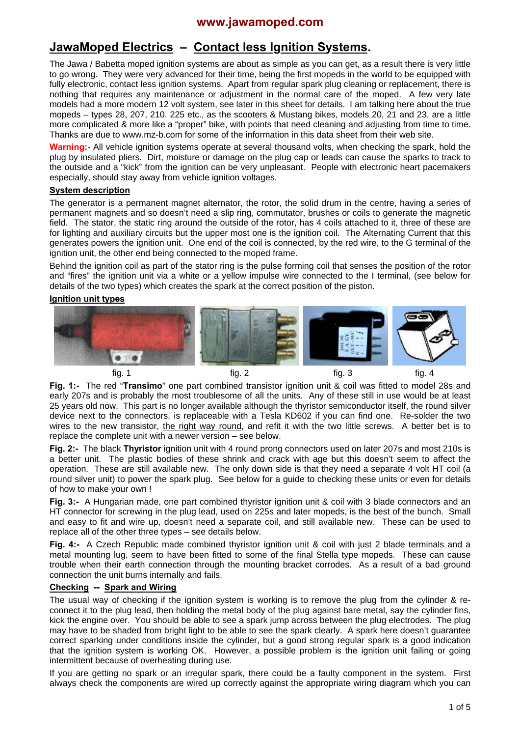# JawaMoped Electrics – Contact less Ignition Systems.

The Jawa / Babetta moped ignition systems are about as simple as you can get, as a result there is very little to go wrong. They were very advanced for their time, being the first mopeds in the world to be equipped with fully electronic, contact less ignition systems. Apart from regular spark plug cleaning or replacement, there is nothing that requires any maintenance or adjustment in the normal care of the moped. A few very late models had a more modern 12 volt system, see later in this sheet for details. I am talking here about the true mopeds – types 28, 207, 210. 225 etc., as the scooters & Mustang bikes, models 20, 21 and 23, are a little more complicated & more like a "proper" bike, with points that need cleaning and adjusting from time to time. Thanks are due to www.mz-b.com for some of the information in this data sheet from their web site.

**Warning:-** All vehicle ignition systems operate at several thousand volts, when checking the spark, hold the plug by insulated pliers. Dirt, moisture or damage on the plug cap or leads can cause the sparks to track to the outside and a "kick" from the ignition can be very unpleasant. People with electronic heart pacemakers especially, should stay away from vehicle ignition voltages.

### System description

The generator is a permanent magnet alternator, the rotor, the solid drum in the centre, having a series of permanent magnets and so doesn't need a slip ring, commutator, brushes or coils to generate the magnetic field. The stator, the static ring around the outside of the rotor, has 4 coils attached to it, three of these are for lighting and auxiliary circuits but the upper most one is the ignition coil. The Alternating Current that this generates powers the ignition unit. One end of the coil is connected, by the red wire, to the G terminal of the ignition unit, the other end being connected to the moped frame.

Behind the ignition coil as part of the stator ring is the pulse forming coil that senses the position of the rotor and "fires" the ignition unit via a white or a yellow impulse wire connected to the I terminal, (see below for details of the two types) which creates the spark at the correct position of the piston.

### Ignition unit types

fig. 1 fig. 2 fig. 3 fig. 4

**Fig. 1:-** The red "**Transimo**" one part combined transistor ignition unit & coil was fitted to model 28s and early 207s and is probably the most troublesome of all the units. Any of these still in use would be at least 25 years old now. This part is no longer available although the thyristor semiconductor itself, the round silver device next to the connectors, is replaceable with a Tesla KD602 if you can find one. Re-solder the two wires to the new transistor, the right way round, and refit it with the two little screws. A better bet is to replace the complete unit with a newer version – see below.

**Fig. 2:-** The black **Thyristor** ignition unit with 4 round prong connectors used on later 207s and most 210s is a better unit. The plastic bodies of these shrink and crack with age but this doesn't seem to affect the operation. These are still available new. The only down side is that they need a separate 4 volt HT coil (a round silver unit) to power the spark plug. See below for a guide to checking these units or even for details of how to make your own !

**Fig. 3:-** A Hungarian made, one part combined thyristor ignition unit & coil with 3 blade connectors and an HT connector for screwing in the plug lead, used on 225s and later mopeds, is the best of the bunch. Small and easy to fit and wire up, doesn't need a separate coil, and still available new. These can be used to replace all of the other three types – see details below.

**Fig. 4:-** A Czech Republic made combined thyristor ignition unit & coil with just 2 blade terminals and a metal mounting lug, seem to have been fitted to some of the final Stella type mopeds. These can cause trouble when their earth connection through the mounting bracket corrodes. As a result of a bad ground connection the unit burns internally and fails.

### Checking -- Spark and Wiring

The usual way of checking if the ignition system is working is to remove the plug from the cylinder & re-connect it to the plug lead, then holding the metal body of the plug against bare metal, say the cylinder fins, kick the engine over. You should be able to see a spark jump across between the plug electrodes. The plug may have to be shaded from bright light to be able to see the spark clearly. A spark here doesn't guarantee correct sparking under conditions inside the cylinder, but a good strong regular spark is a good indication that the ignition system is working OK. However, a possible problem is the ignition unit failing or going intermittent because of overheating during use.

If you are getting no spark or an irregular spark, there could be a faulty component in the system. First always check the components are wired up correctly against the appropriate wiring diagram which you can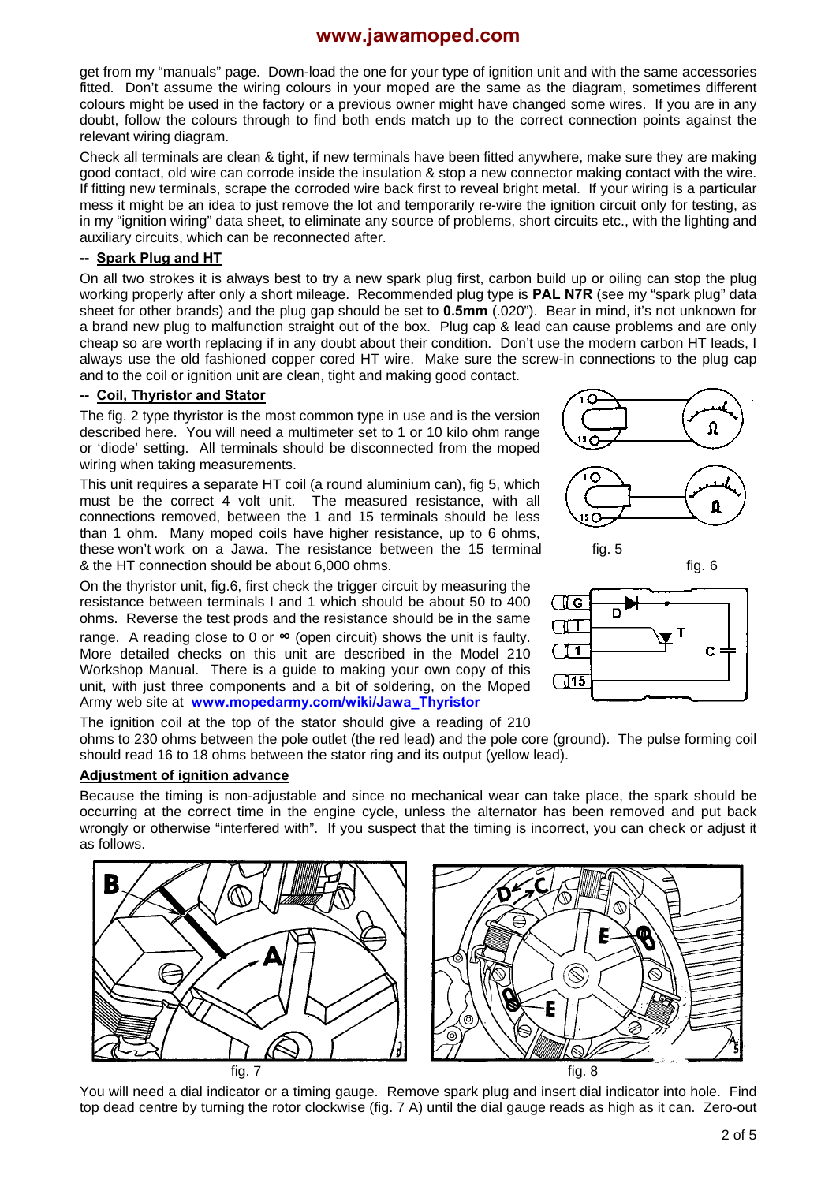get from my "manuals" page. Down-load the one for your type of ignition unit and with the same accessories fitted. Don't assume the wiring colours in your moped are the same as the diagram, sometimes different colours might be used in the factory or a previous owner might have changed some wires. If you are in any doubt, follow the colours through to find both ends match up to the correct connection points against the relevant wiring diagram.

Check all terminals are clean & tight, if new terminals have been fitted anywhere, make sure they are making good contact, old wire can corrode inside the insulation & stop a new connector making contact with the wire. If fitting new terminals, scrape the corroded wire back first to reveal bright metal. If your wiring is a particular mess it might be an idea to just remove the lot and temporarily re-wire the ignition circuit only for testing, as in my "ignition wiring" data sheet, to eliminate any source of problems, short circuits etc., with the lighting and auxiliary circuits, which can be reconnected after.

### -- Spark Plug and HT

On all two strokes it is always best to try a new spark plug first, carbon build up or oiling can stop the plug working properly after only a short mileage. Recommended plug type is **PAL N7R** (see my "spark plug" data sheet for other brands) and the plug gap should be set to **0.5mm** (.020"). Bear in mind, it's not unknown for a brand new plug to malfunction straight out of the box. Plug cap & lead can cause problems and are only cheap so are worth replacing if in any doubt about their condition. Don't use the modern carbon HT leads, I always use the old fashioned copper cored HT wire. Make sure the screw-in connections to the plug cap and to the coil or ignition unit are clean, tight and making good contact.

### -- Coil, Thyristor and Stator

The fig. 2 type thyristor is the most common type in use and is the version described here. You will need a multimeter set to 1 or 10 kilo ohm range or 'diode' setting. All terminals should be disconnected from the moped wiring when taking measurements.

This unit requires a separate HT coil (a round aluminium can), fig 5, which must be the correct 4 volt unit. The measured resistance, with all connections removed, between the 1 and 15 terminals should be less than 1 ohm. Many moped coils have higher resistance, up to 6 ohms, these won't work on a Jawa. The resistance between the 15 terminal & the HT connection should be about 6,000 ohms.

fig. 5

fig. 6

On the thyristor unit, fig.6, first check the trigger circuit by measuring the resistance between terminals I and 1 which should be about 50 to 400 ohms. Reverse the test prods and the resistance should be in the same range. A reading close to 0 or ∞ (open circuit) shows the unit is faulty. More detailed checks on this unit are described in the Model 210 Workshop Manual. There is a guide to making your own copy of this unit, with just three components and a bit of soldering, on the Moped Army web site at **www.mopedarmy.com/wiki/Jawa_Thyristor**

The ignition coil at the top of the stator should give a reading of 210 ohms to 230 ohms between the pole outlet (the red lead) and the pole core (ground). The pulse forming coil should read 16 to 18 ohms between the stator ring and its output (yellow lead).

### Adjustment of ignition advance

Because the timing is non-adjustable and since no mechanical wear can take place, the spark should be occurring at the correct time in the engine cycle, unless the alternator has been removed and put back wrongly or otherwise "interfered with". If you suspect that the timing is incorrect, you can check or adjust it as follows.

fig. 7

fig. 8

You will need a dial indicator or a timing gauge. Remove spark plug and insert dial indicator into hole. Find top dead centre by turning the rotor clockwise (fig. 7 A) until the dial gauge reads as high as it can. Zero-out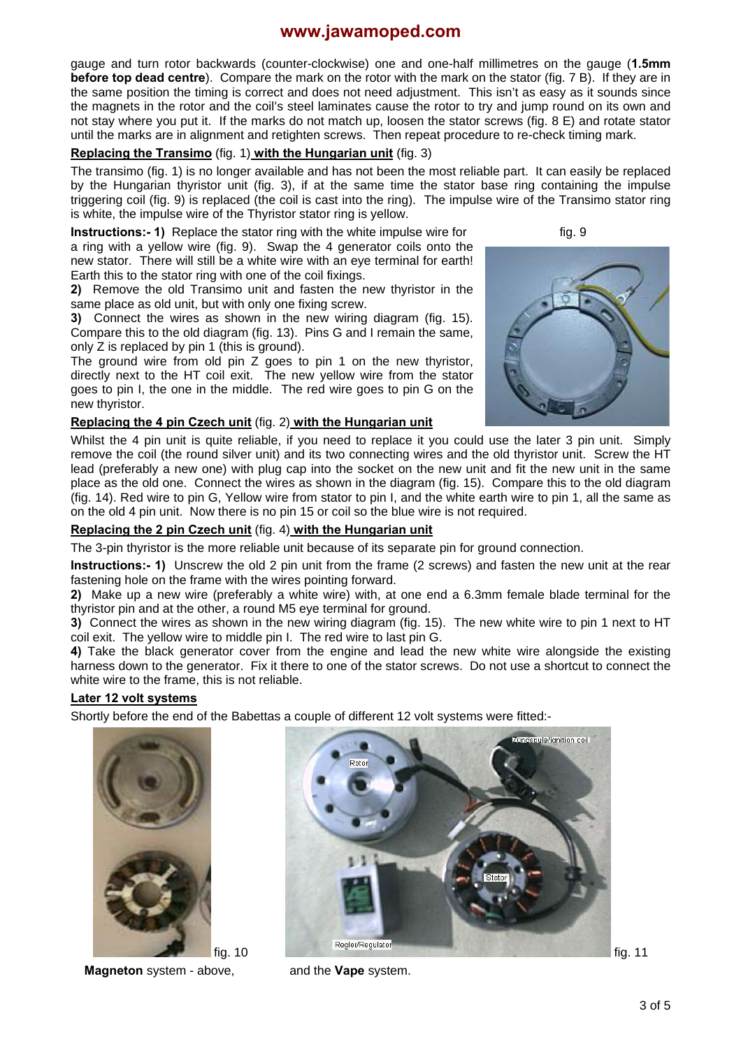gauge and turn rotor backwards (counter-clockwise) one and one-half millimetres on the gauge (**1.5mm before top dead centre**). Compare the mark on the rotor with the mark on the stator (fig. 7 B). If they are in the same position the timing is correct and does not need adjustment. This isn't as easy as it sounds since the magnets in the rotor and the coil's steel laminates cause the rotor to try and jump round on its own and not stay where you put it. If the marks do not match up, loosen the stator screws (fig. 8 E) and rotate stator until the marks are in alignment and retighten screws. Then repeat procedure to re-check timing mark.

**Replacing the Transimo** (fig. 1) **with the Hungarian unit** (fig. 3)

The transimo (fig. 1) is no longer available and has not been the most reliable part. It can easily be replaced by the Hungarian thyristor unit (fig. 3), if at the same time the stator base ring containing the impulse triggering coil (fig. 9) is replaced (the coil is cast into the ring). The impulse wire of the Transimo stator ring is white, the impulse wire of the Thyristor stator ring is yellow.

**Instructions:- 1)** Replace the stator ring with the white impulse wire for a ring with a yellow wire (fig. 9). Swap the 4 generator coils onto the new stator. There will still be a white wire with an eye terminal for earth! Earth this to the stator ring with one of the coil fixings.

**2)** Remove the old Transimo unit and fasten the new thyristor in the same place as old unit, but with only one fixing screw.

**3)** Connect the wires as shown in the new wiring diagram (fig. 15). Compare this to the old diagram (fig. 13). Pins G and I remain the same, only Z is replaced by pin 1 (this is ground).

The ground wire from old pin Z goes to pin 1 on the new thyristor, directly next to the HT coil exit. The new yellow wire from the stator goes to pin I, the one in the middle. The red wire goes to pin G on the new thyristor.

fig. 9

**Replacing the 4 pin Czech unit** (fig. 2) **with the Hungarian unit**

Whilst the 4 pin unit is quite reliable, if you need to replace it you could use the later 3 pin unit. Simply remove the coil (the round silver unit) and its two connecting wires and the old thyristor unit. Screw the HT lead (preferably a new one) with plug cap into the socket on the new unit and fit the new unit in the same place as the old one. Connect the wires as shown in the diagram (fig. 15). Compare this to the old diagram (fig. 14). Red wire to pin G, Yellow wire from stator to pin I, and the white earth wire to pin 1, all the same as on the old 4 pin unit. Now there is no pin 15 or coil so the blue wire is not required.

**Replacing the 2 pin Czech unit** (fig. 4) **with the Hungarian unit**

The 3-pin thyristor is the more reliable unit because of its separate pin for ground connection.

**Instructions:- 1)** Unscrew the old 2 pin unit from the frame (2 screws) and fasten the new unit at the rear fastening hole on the frame with the wires pointing forward.

**2)** Make up a new wire (preferably a white wire) with, at one end a 6.3mm female blade terminal for the thyristor pin and at the other, a round M5 eye terminal for ground.

**3)** Connect the wires as shown in the new wiring diagram (fig. 15). The new white wire to pin 1 next to HT coil exit. The yellow wire to middle pin I. The red wire to last pin G.

**4)** Take the black generator cover from the engine and lead the new white wire alongside the existing harness down to the generator. Fix it there to one of the stator screws. Do not use a shortcut to connect the white wire to the frame, this is not reliable.

**Later 12 volt systems**

Shortly before the end of the Babettas a couple of different 12 volt systems were fitted:-

fig. 10

**Magneton** system - above,

fig. 11

and the **Vape** system.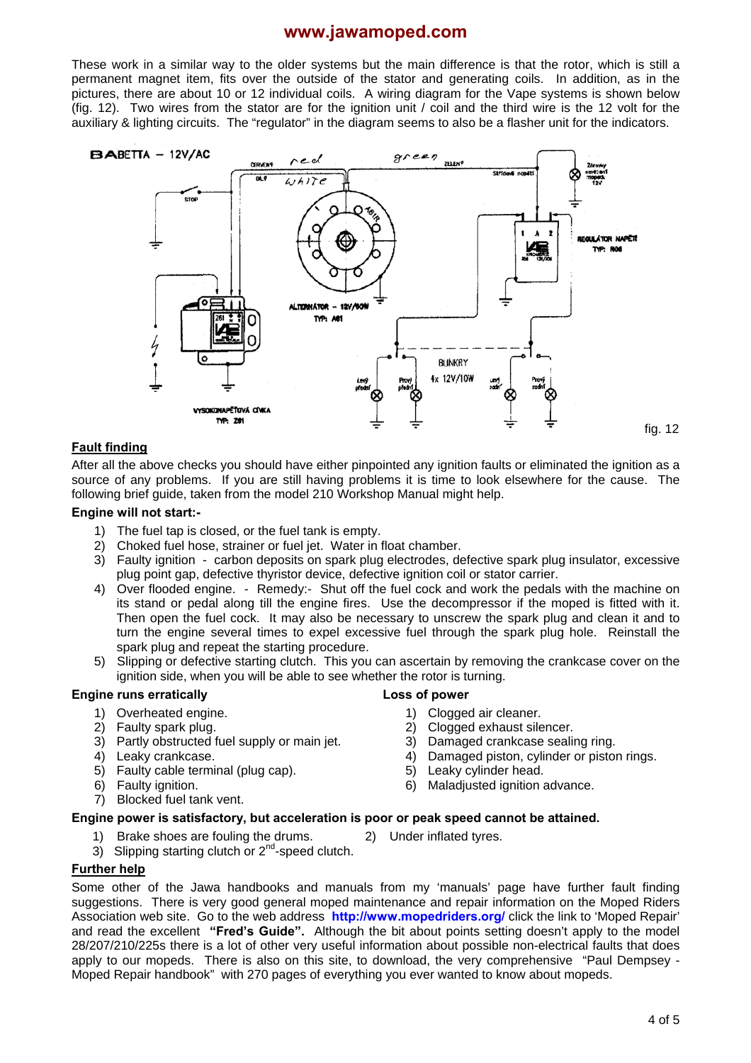These work in a similar way to the older systems but the main difference is that the rotor, which is still a permanent magnet item, fits over the outside of the stator and generating coils. In addition, as in the pictures, there are about 10 or 12 individual coils. A wiring diagram for the Vape systems is shown below (fig. 12). Two wires from the stator are for the ignition unit / coil and the third wire is the 12 volt for the auxiliary & lighting circuits. The "regulator" in the diagram seems to also be a flasher unit for the indicators.

fig. 12

## Fault finding

After all the above checks you should have either pinpointed any ignition faults or eliminated the ignition as a source of any problems. If you are still having problems it is time to look elsewhere for the cause. The following brief guide, taken from the model 210 Workshop Manual might help.

### Engine will not start:-

1) The fuel tap is closed, or the fuel tank is empty.
2) Choked fuel hose, strainer or fuel jet. Water in float chamber.
3) Faulty ignition - carbon deposits on spark plug electrodes, defective spark plug insulator, excessive plug point gap, defective thyristor device, defective ignition coil or stator carrier.
4) Over flooded engine. - Remedy:- Shut off the fuel cock and work the pedals with the machine on its stand or pedal along till the engine fires. Use the decompressor if the moped is fitted with it. Then open the fuel cock. It may also be necessary to unscrew the spark plug and clean it and to turn the engine several times to expel excessive fuel through the spark plug hole. Reinstall the spark plug and repeat the starting procedure.
5) Slipping or defective starting clutch. This you can ascertain by removing the crankcase cover on the ignition side, when you will be able to see whether the rotor is turning.

### Engine runs erratically

1) Overheated engine.
2) Faulty spark plug.
3) Partly obstructed fuel supply or main jet.
4) Leaky crankcase.
5) Faulty cable terminal (plug cap).
6) Faulty ignition.
7) Blocked fuel tank vent.

### Loss of power

1) Clogged air cleaner.
2) Clogged exhaust silencer.
3) Damaged crankcase sealing ring.
4) Damaged piston, cylinder or piston rings.
5) Leaky cylinder head.
6) Maladjusted ignition advance.

### Engine power is satisfactory, but acceleration is poor or peak speed cannot be attained.

1) Brake shoes are fouling the drums.
2) Under inflated tyres.
3) Slipping starting clutch or 2nd-speed clutch.

## Further help

Some other of the Jawa handbooks and manuals from my 'manuals' page have further fault finding suggestions. There is very good general moped maintenance and repair information on the Moped Riders Association web site. Go to the web address **http://www.mopedriders.org/** click the link to 'Moped Repair' and read the excellent **"Fred's Guide".** Although the bit about points setting doesn't apply to the model 28/207/210/225s there is a lot of other very useful information about possible non-electrical faults that does apply to our mopeds. There is also on this site, to download, the very comprehensive "Paul Dempsey - Moped Repair handbook" with 270 pages of everything you ever wanted to know about mopeds.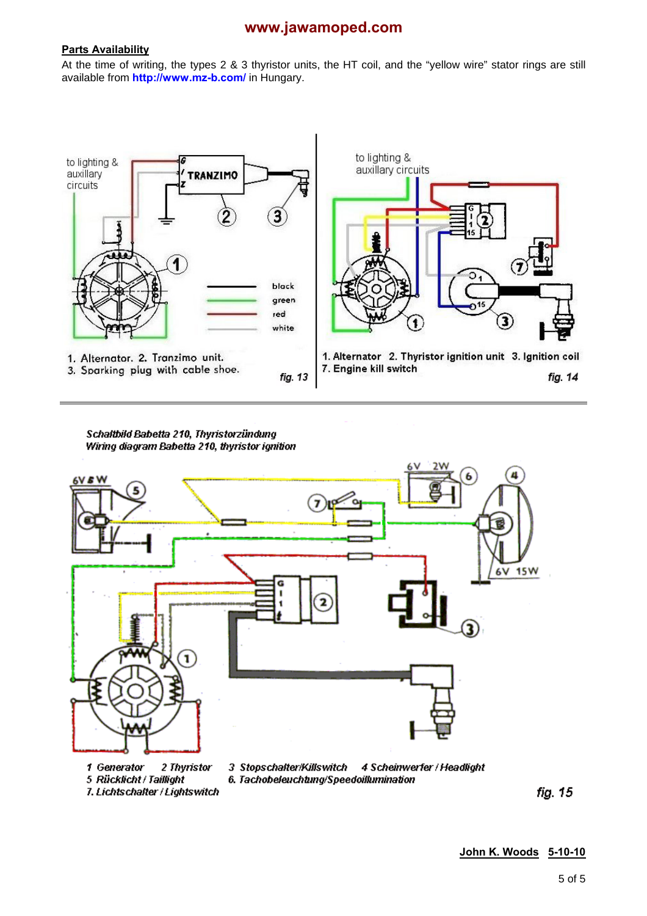## Parts Availability

At the time of writing, the types 2 & 3 thyristor units, the HT coil, and the "yellow wire" stator rings are still available from **http://www.mz-b.com/** in Hungary.

to lighting & auxillary circuits

G / Z TRANZIMO

2 3 1

black
green
red
white

1. Alternator. 2. Tranzimo unit.
3. Sparking plug with cable shoe.

fig. 13

to lighting & auxillary circuits

G I 1 15

2 7 1 15 1 3

1. Alternator 2. Thyristor ignition unit 3. Ignition coil
7. Engine kill switch

fig. 14

*Schaltbild Babetta 210, Thyristorzündung*
*Wiring diagram Babetta 210, thyristor ignition*

6V 5W 5 7 6V 2W 6 4 6V 15W

G I 1 t 2 3 1

*1 Generator 2 Thyristor 3 Stopschalter/Killswitch 4 Scheinwerfer / Headlight*
*5 Rücklicht / Taillight 6. Tachobeleuchtung/Speedoillumination*
*7. Lichtschalter / Lightswitch*

*fig. 15*

**John K. Woods** **5-10-10**